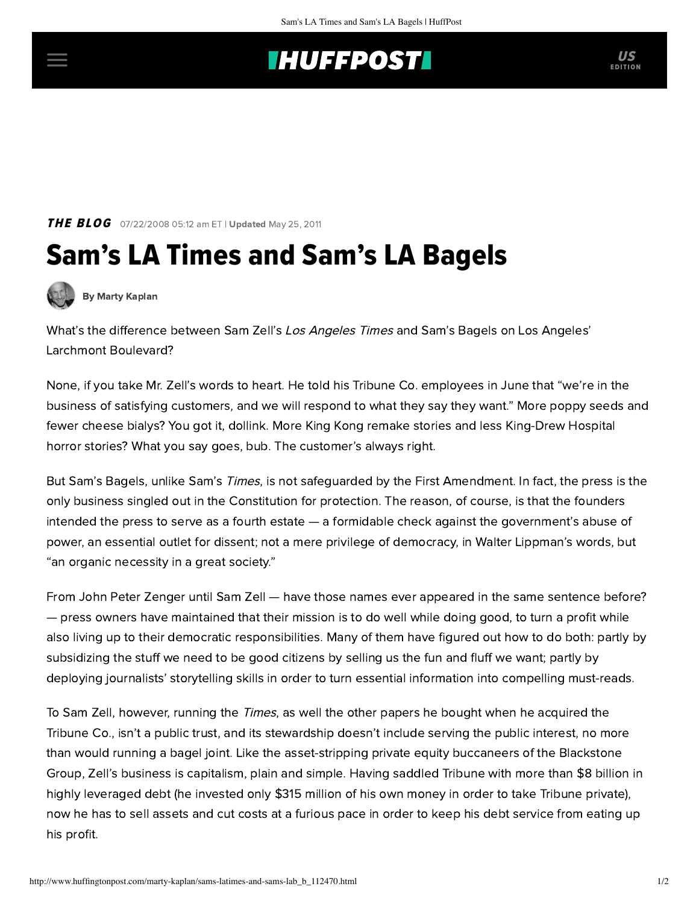**THE BLOG** 07/22/2008 05:12 am ET | **Updated** May 25, 2011

# Sam's LA Times and Sam's LA Bagels

**By Marty Kaplan**

What's the difference between Sam Zell's *Los Angeles Times* and Sam's Bagels on Los Angeles' Larchmont Boulevard?

None, if you take Mr. Zell's words to heart. He told his Tribune Co. employees in June that "we're in the business of satisfying customers, and we will respond to what they say they want." More poppy seeds and fewer cheese bialys? You got it, dollink. More King Kong remake stories and less King-Drew Hospital horror stories? What you say goes, bub. The customer's always right.

But Sam's Bagels, unlike Sam's *Times*, is not safeguarded by the First Amendment. In fact, the press is the only business singled out in the Constitution for protection. The reason, of course, is that the founders intended the press to serve as a fourth estate — a formidable check against the government's abuse of power, an essential outlet for dissent; not a mere privilege of democracy, in Walter Lippman's words, but "an organic necessity in a great society."

From John Peter Zenger until Sam Zell — have those names ever appeared in the same sentence before? — press owners have maintained that their mission is to do well while doing good, to turn a profit while also living up to their democratic responsibilities. Many of them have figured out how to do both: partly by subsidizing the stuff we need to be good citizens by selling us the fun and fluff we want; partly by deploying journalists' storytelling skills in order to turn essential information into compelling must-reads.

To Sam Zell, however, running the *Times*, as well the other papers he bought when he acquired the Tribune Co., isn't a public trust, and its stewardship doesn't include serving the public interest, no more than would running a bagel joint. Like the asset-stripping private equity buccaneers of the Blackstone Group, Zell's business is capitalism, plain and simple. Having saddled Tribune with more than $8 billion in highly leveraged debt (he invested only $315 million of his own money in order to take Tribune private), now he has to sell assets and cut costs at a furious pace in order to keep his debt service from eating up his profit.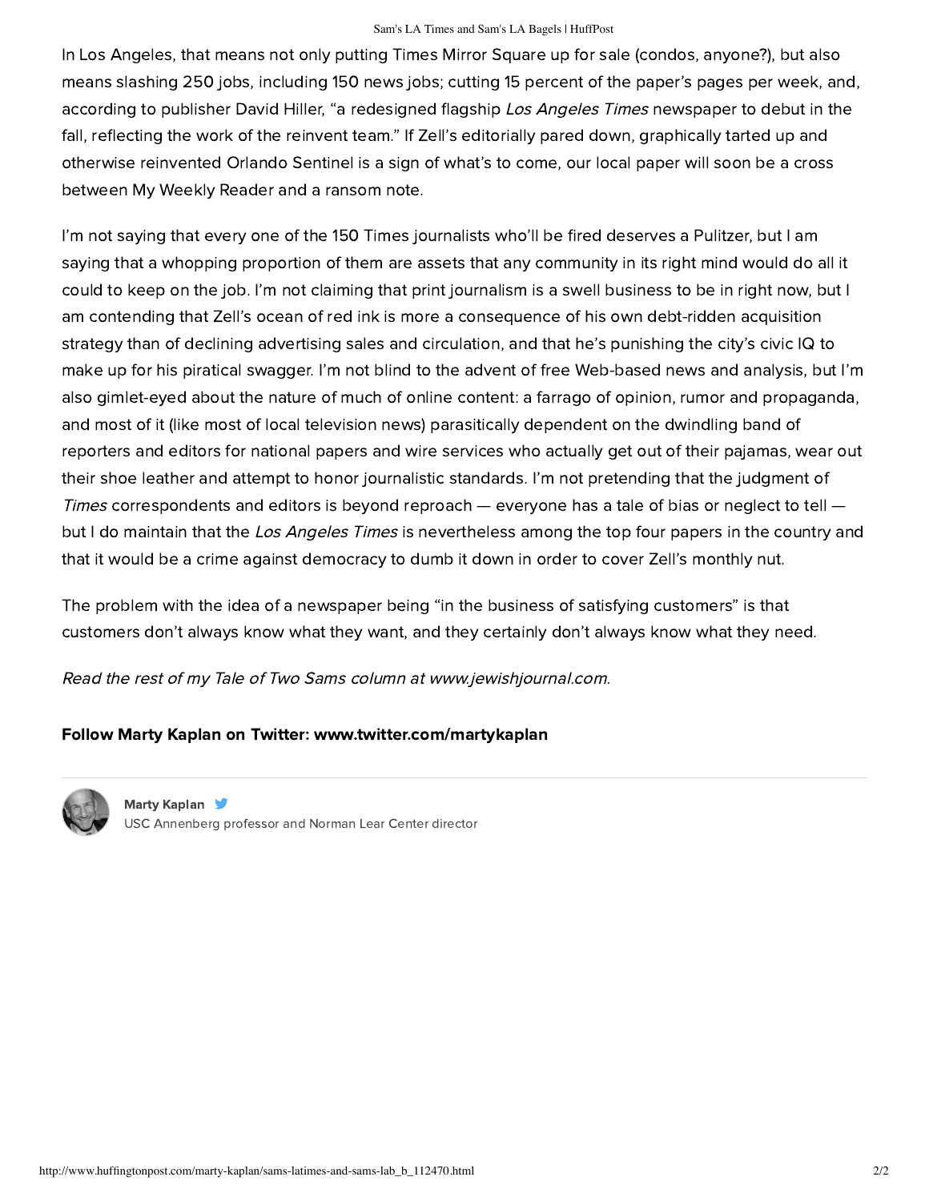In Los Angeles, that means not only putting Times Mirror Square up for sale (condos, anyone?), but also means slashing 250 jobs, including 150 news jobs; cutting 15 percent of the paper's pages per week, and, according to publisher David Hiller, "a redesigned flagship *Los Angeles Times* newspaper to debut in the fall, reflecting the work of the reinvent team." If Zell's editorially pared down, graphically tarted up and otherwise reinvented Orlando Sentinel is a sign of what's to come, our local paper will soon be a cross between My Weekly Reader and a ransom note.

I'm not saying that every one of the 150 Times journalists who'll be fired deserves a Pulitzer, but I am saying that a whopping proportion of them are assets that any community in its right mind would do all it could to keep on the job. I'm not claiming that print journalism is a swell business to be in right now, but I am contending that Zell's ocean of red ink is more a consequence of his own debt-ridden acquisition strategy than of declining advertising sales and circulation, and that he's punishing the city's civic IQ to make up for his piratical swagger. I'm not blind to the advent of free Web-based news and analysis, but I'm also gimlet-eyed about the nature of much of online content: a farrago of opinion, rumor and propaganda, and most of it (like most of local television news) parasitically dependent on the dwindling band of reporters and editors for national papers and wire services who actually get out of their pajamas, wear out their shoe leather and attempt to honor journalistic standards. I'm not pretending that the judgment of *Times* correspondents and editors is beyond reproach — everyone has a tale of bias or neglect to tell — but I do maintain that the *Los Angeles Times* is nevertheless among the top four papers in the country and that it would be a crime against democracy to dumb it down in order to cover Zell's monthly nut.

The problem with the idea of a newspaper being "in the business of satisfying customers" is that customers don't always know what they want, and they certainly don't always know what they need.

*Read the rest of my Tale of Two Sams column at www.jewishjournal.com.*

**Follow Marty Kaplan on Twitter: www.twitter.com/martykaplan**

**Marty Kaplan**

USC Annenberg professor and Norman Lear Center director